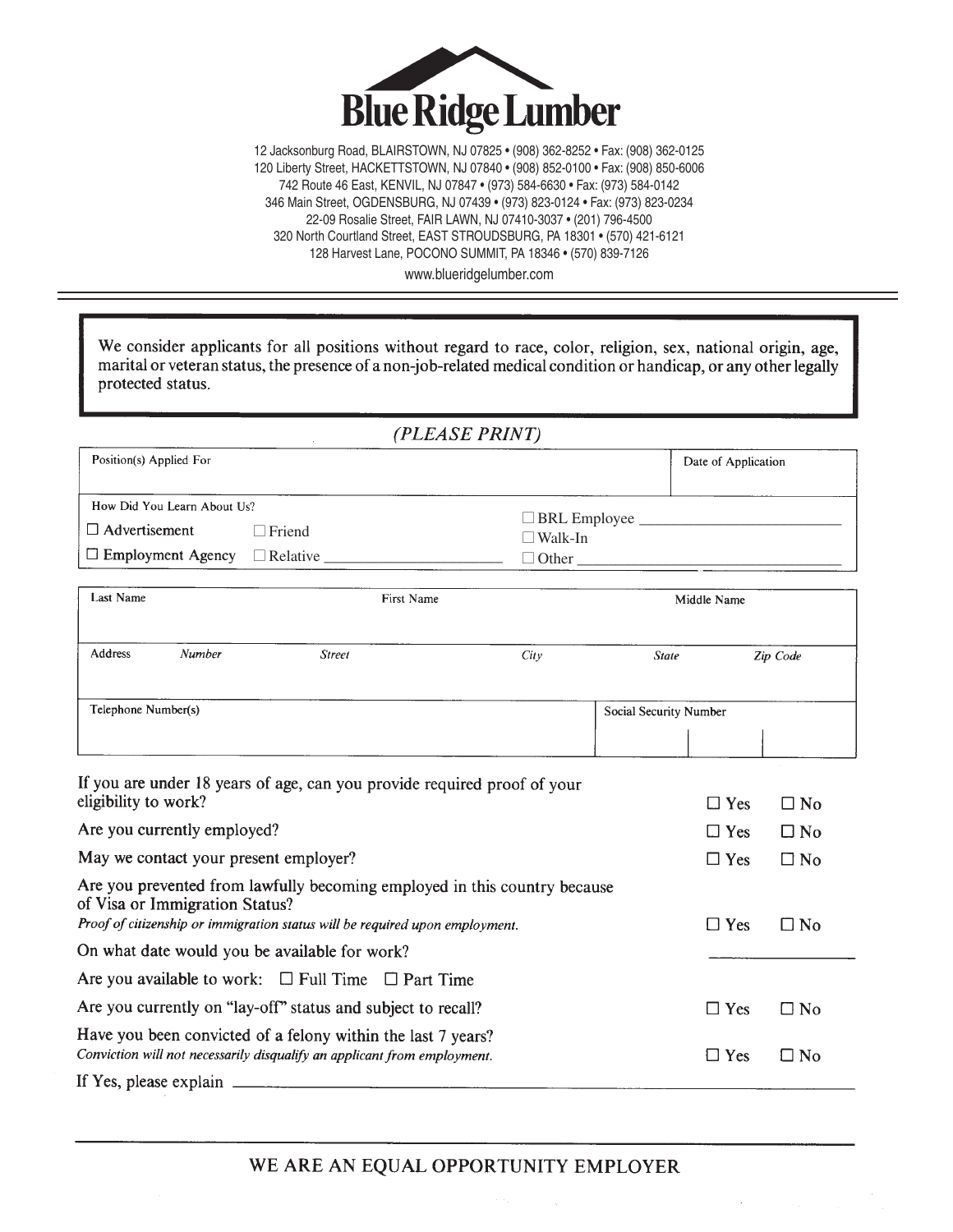# Blue Ridge Lumber

12 Jacksonburg Road, BLAIRSTOWN, NJ 07825 • (908) 362-8252 • Fax: (908) 362-0125
120 Liberty Street, HACKETTSTOWN, NJ 07840 • (908) 852-0100 • Fax: (908) 850-6006
742 Route 46 East, KENVIL, NJ 07847 • (973) 584-6630 • Fax: (973) 584-0142
346 Main Street, OGDENSBURG, NJ 07439 • (973) 823-0124 • Fax: (973) 823-0234
22-09 Rosalie Street, FAIR LAWN, NJ 07410-3037 • (201) 796-4500
320 North Courtland Street, EAST STROUDSBURG, PA 18301 • (570) 421-6121
128 Harvest Lane, POCONO SUMMIT, PA 18346 • (570) 839-7126
www.blueridgelumber.com

---

We consider applicants for all positions without regard to race, color, religion, sex, national origin, age, marital or veteran status, the presence of a non-job-related medical condition or handicap, or any other legally protected status.

*(PLEASE PRINT)*

| Position(s) Applied For | Date of Application |
|---|---|
| | |

How Did You Learn About Us?

☐ Advertisement ☐ Friend ☐ BRL Employee ____________
☐ Employment Agency ☐ Relative ____________ ☐ Walk-In
☐ Other ____________

| Last Name | First Name | Middle Name | | |
|---|---|---|---|---|
| | | | | |
| **Address** *Number* | *Street* | *City* | *State* | *Zip Code* |
| | | | | |
| Telephone Number(s) | | Social Security Number | | |
| | | | | |

If you are under 18 years of age, can you provide required proof of your eligibility to work? ☐ Yes ☐ No

Are you currently employed? ☐ Yes ☐ No

May we contact your present employer? ☐ Yes ☐ No

Are you prevented from lawfully becoming employed in this country because of Visa or Immigration Status?
*Proof of citizenship or immigration status will be required upon employment.* ☐ Yes ☐ No

On what date would you be available for work? ____________

Are you available to work: ☐ Full Time ☐ Part Time

Are you currently on "lay-off" status and subject to recall? ☐ Yes ☐ No

Have you been convicted of a felony within the last 7 years?
*Conviction will not necessarily disqualify an applicant from employment.* ☐ Yes ☐ No

If Yes, please explain ____________

---

WE ARE AN EQUAL OPPORTUNITY EMPLOYER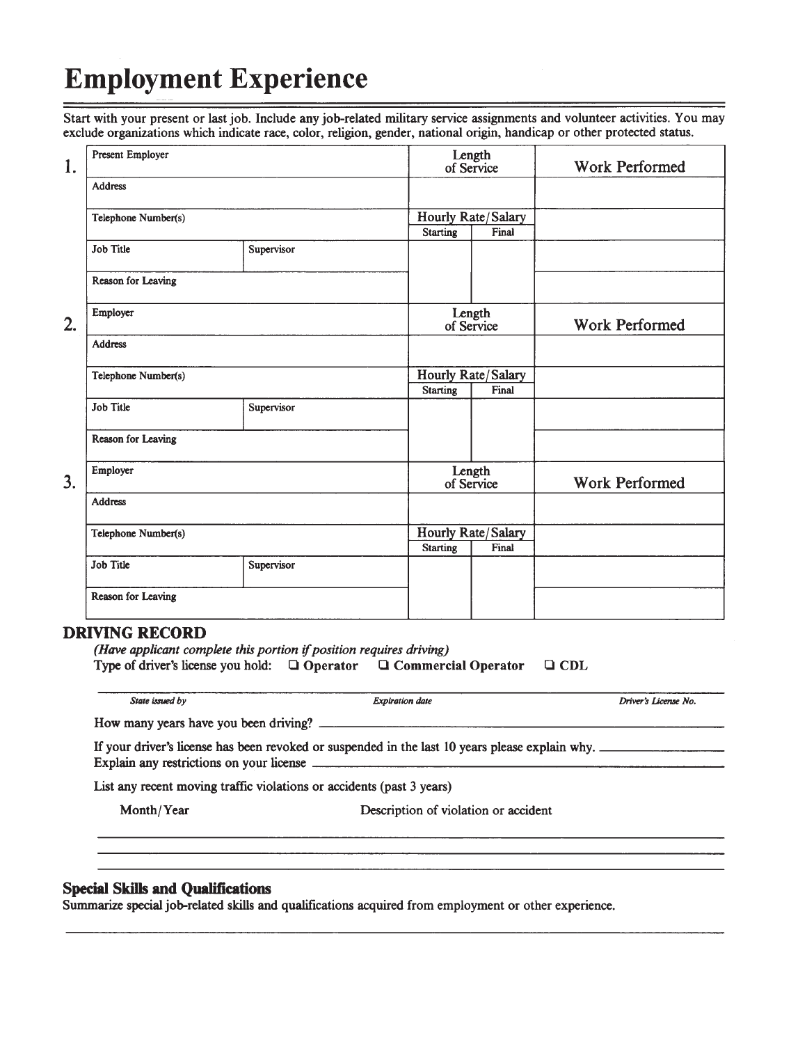# Employment Experience

Start with your present or last job. Include any job-related military service assignments and volunteer activities. You may exclude organizations which indicate race, color, religion, gender, national origin, handicap or other protected status.

**1.**

| Present Employer | | Length of Service | | Work Performed |
|---|---|---|---|---|
| Address | | | | |
| Telephone Number(s) | | Hourly Rate/Salary | | |
| | | Starting | Final | |
| Job Title | Supervisor | | | |
| Reason for Leaving | | | | |

**2.**

| Employer | | Length of Service | | Work Performed |
|---|---|---|---|---|
| Address | | | | |
| Telephone Number(s) | | Hourly Rate/Salary | | |
| | | Starting | Final | |
| Job Title | Supervisor | | | |
| Reason for Leaving | | | | |

**3.**

| Employer | | Length of Service | | Work Performed |
|---|---|---|---|---|
| Address | | | | |
| Telephone Number(s) | | Hourly Rate/Salary | | |
| | | Starting | Final | |
| Job Title | Supervisor | | | |
| Reason for Leaving | | | | |

## DRIVING RECORD

*(Have applicant complete this portion if position requires driving)*

Type of driver's license you hold: ❑ **Operator** ❑ **Commercial Operator** ❑ **CDL**

_______________________________________________________________

*State issued by* *Expiration date* *Driver's License No.*

How many years have you been driving? ___________________________

If your driver's license has been revoked or suspended in the last 10 years please explain why. ___________

Explain any restrictions on your license ___________________________

List any recent moving traffic violations or accidents (past 3 years)

| Month/Year | Description of violation or accident |
|---|---|
| | |
| | |
| | |

## Special Skills and Qualifications

Summarize special job-related skills and qualifications acquired from employment or other experience.

_______________________________________________________________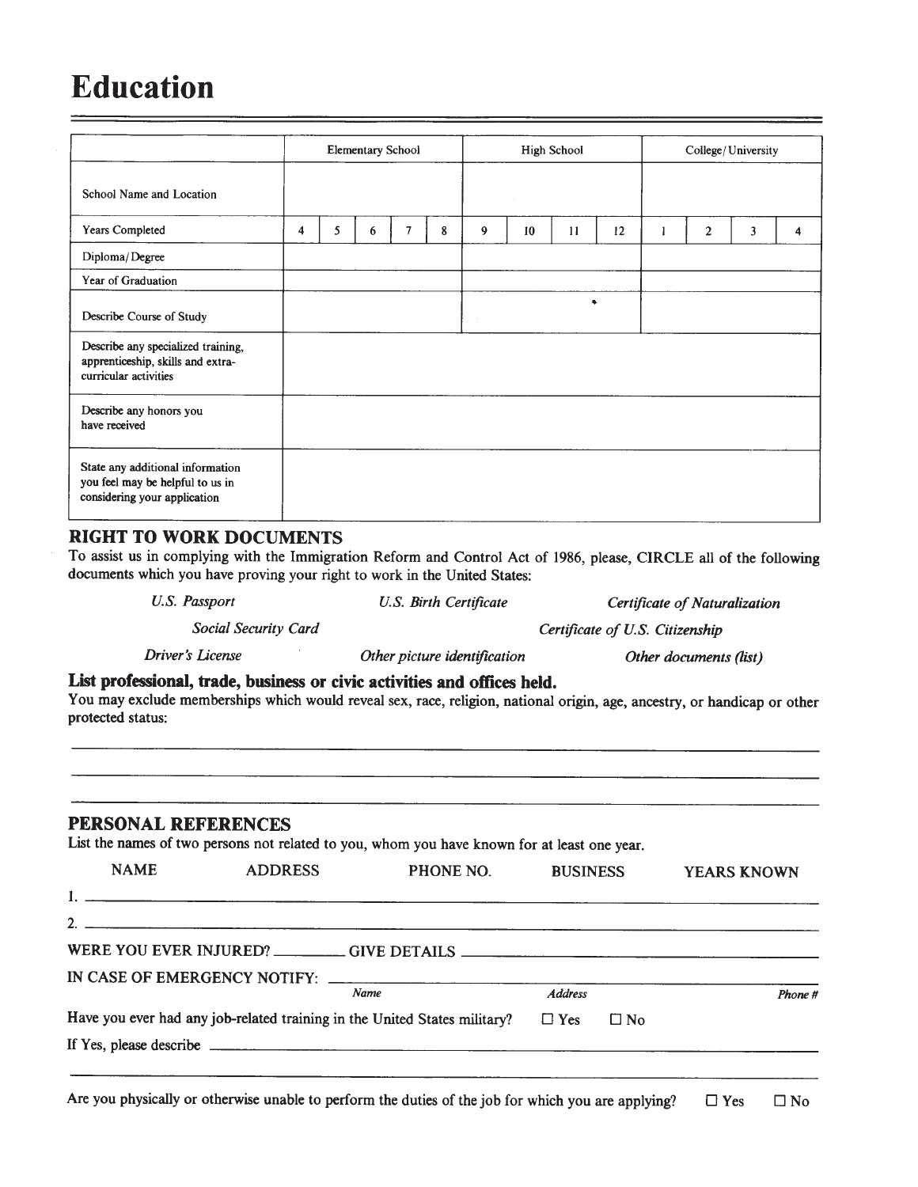# Education

| | Elementary School | | | | | High School | | | | College/ University | | | |
|---|---|---|---|---|---|---|---|---|---|---|---|---|---|
| School Name and Location | | | | | | | | | | | | | |
| Years Completed | 4 | 5 | 6 | 7 | 8 | 9 | 10 | 11 | 12 | 1 | 2 | 3 | 4 |
| Diploma/ Degree | | | | | | | | | | | | | |
| Year of Graduation | | | | | | | | | | | | | |
| Describe Course of Study | | | | | | | | | | | | | |
| Describe any specialized training, apprenticeship, skills and extra-curricular activities | | | | | | | | | | | | | |
| Describe any honors you have received | | | | | | | | | | | | | |
| State any additional information you feel may be helpful to us in considering your application | | | | | | | | | | | | | |

## RIGHT TO WORK DOCUMENTS

To assist us in complying with the Immigration Reform and Control Act of 1986, please, CIRCLE all of the following documents which you have proving your right to work in the United States:

*U.S. Passport* *U.S. Birth Certificate* *Certificate of Naturalization*

*Social Security Card* *Certificate of U.S. Citizenship*

*Driver's License* *Other picture identification* *Other documents (list)*

**List professional, trade, business or civic activities and offices held.**

You may exclude memberships which would reveal sex, race, religion, national origin, age, ancestry, or handicap or other protected status:

\_\_\_\_\_\_\_\_\_\_\_\_\_\_\_\_\_\_\_\_\_\_\_\_\_\_\_\_\_\_\_\_\_\_\_\_\_\_\_\_\_\_\_\_\_\_\_\_\_\_\_\_\_\_\_\_\_\_\_\_\_\_\_\_\_\_\_\_\_\_\_\_\_\_\_\_

\_\_\_\_\_\_\_\_\_\_\_\_\_\_\_\_\_\_\_\_\_\_\_\_\_\_\_\_\_\_\_\_\_\_\_\_\_\_\_\_\_\_\_\_\_\_\_\_\_\_\_\_\_\_\_\_\_\_\_\_\_\_\_\_\_\_\_\_\_\_\_\_\_\_\_\_

\_\_\_\_\_\_\_\_\_\_\_\_\_\_\_\_\_\_\_\_\_\_\_\_\_\_\_\_\_\_\_\_\_\_\_\_\_\_\_\_\_\_\_\_\_\_\_\_\_\_\_\_\_\_\_\_\_\_\_\_\_\_\_\_\_\_\_\_\_\_\_\_\_\_\_\_

## PERSONAL REFERENCES

List the names of two persons not related to you, whom you have known for at least one year.

| | NAME | ADDRESS | PHONE NO. | BUSINESS | YEARS KNOWN |
|---|---|---|---|---|---|
| 1. | | | | | |
| 2. | | | | | |

WERE YOU EVER INJURED? \_\_\_\_\_\_\_\_\_\_ GIVE DETAILS \_\_\_\_\_\_\_\_\_\_\_\_\_\_\_\_\_\_\_\_\_\_\_\_\_\_\_\_\_\_\_\_\_\_\_\_

IN CASE OF EMERGENCY NOTIFY: \_\_\_\_\_\_\_\_\_\_\_\_\_\_\_\_\_\_\_\_\_\_\_\_\_\_\_\_\_\_\_\_\_\_\_\_\_\_\_\_\_\_\_\_\_\_\_\_\_\_\_

*Name* *Address* *Phone #*

Have you ever had any job-related training in the United States military? ☐ Yes ☐ No

If Yes, please describe \_\_\_\_\_\_\_\_\_\_\_\_\_\_\_\_\_\_\_\_\_\_\_\_\_\_\_\_\_\_\_\_\_\_\_\_\_\_\_\_\_\_\_\_\_\_\_\_\_\_\_\_\_\_\_\_\_\_\_\_

\_\_\_\_\_\_\_\_\_\_\_\_\_\_\_\_\_\_\_\_\_\_\_\_\_\_\_\_\_\_\_\_\_\_\_\_\_\_\_\_\_\_\_\_\_\_\_\_\_\_\_\_\_\_\_\_\_\_\_\_\_\_\_\_\_\_\_\_\_\_\_\_\_\_\_\_

Are you physically or otherwise unable to perform the duties of the job for which you are applying? ☐ Yes ☐ No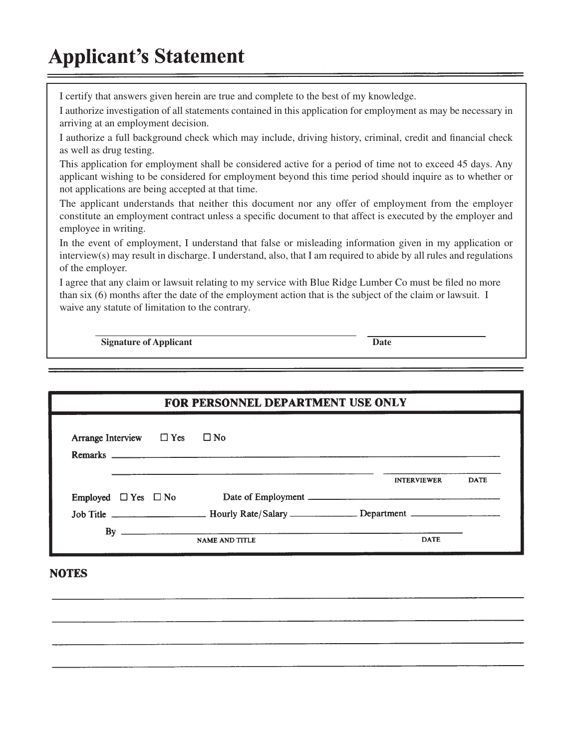# Applicant's Statement

I certify that answers given herein are true and complete to the best of my knowledge.

I authorize investigation of all statements contained in this application for employment as may be necessary in arriving at an employment decision.

I authorize a full background check which may include, driving history, criminal, credit and financial check as well as drug testing.

This application for employment shall be considered active for a period of time not to exceed 45 days. Any applicant wishing to be considered for employment beyond this time period should inquire as to whether or not applications are being accepted at that time.

The applicant understands that neither this document nor any offer of employment from the employer constitute an employment contract unless a specific document to that affect is executed by the employer and employee in writing.

In the event of employment, I understand that false or misleading information given in my application or interview(s) may result in discharge. I understand, also, that I am required to abide by all rules and regulations of the employer.

I agree that any claim or lawsuit relating to my service with Blue Ridge Lumber Co must be filed no more than six (6) months after the date of the employment action that is the subject of the claim or lawsuit. I waive any statute of limitation to the contrary.

_______________________________ &nbsp;&nbsp;&nbsp; _______________

**Signature of Applicant** &nbsp;&nbsp;&nbsp; **Date**

---

## FOR PERSONNEL DEPARTMENT USE ONLY

Arrange Interview ☐ Yes ☐ No

Remarks _______________________________________________

_______________________________________ _______________

INTERVIEWER DATE

Employed ☐ Yes ☐ No Date of Employment _______________

Job Title _______________ Hourly Rate/Salary _______________ Department _______________

By _______________________________________________

NAME AND TITLE DATE

## NOTES

_______________________________________________

_______________________________________________

_______________________________________________

_______________________________________________